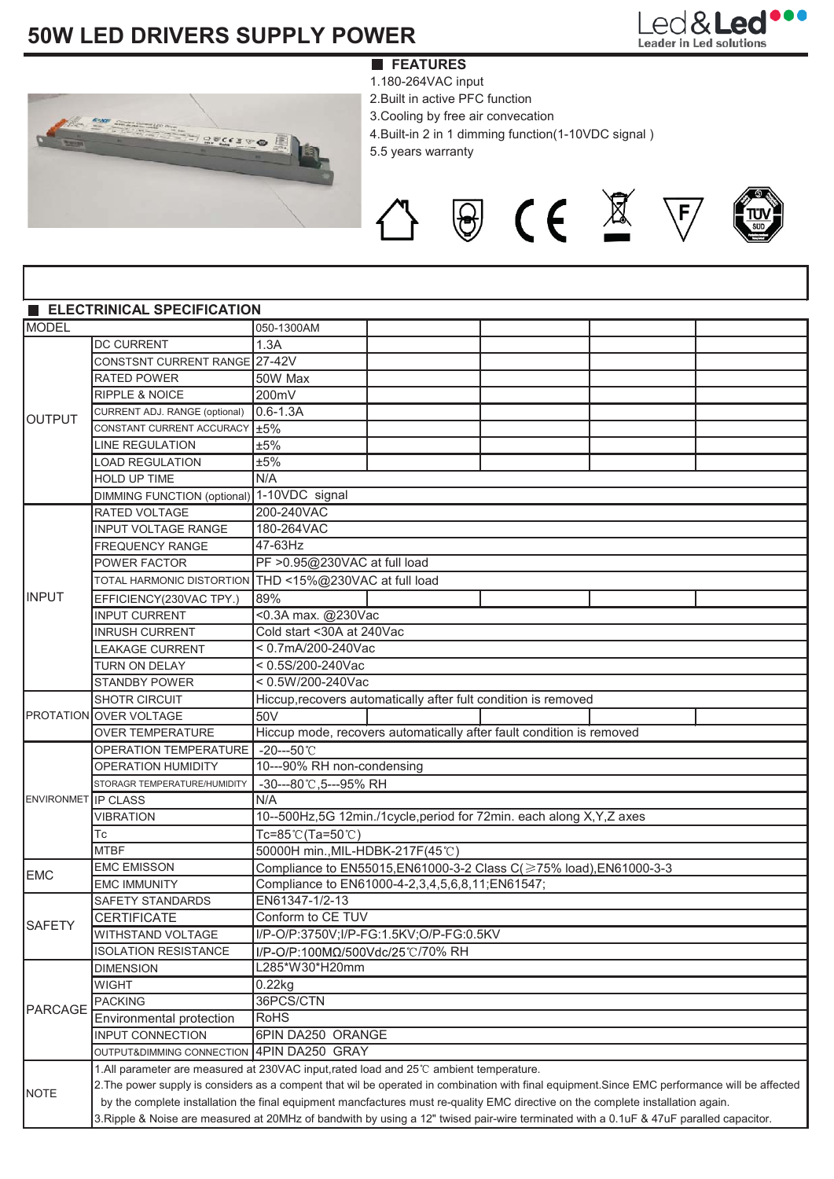# 50W LED DRIVERS SUPPLY POWER

Led&Led Leader in Led solutions

## FEATURES

1.180-264VAC input
2.Built in active PFC function
3.Cooling by free air convecation
4.Built-in 2 in 1 dimming function(1-10VDC signal )
5.5 years warranty

## ELECTRINICAL SPECIFICATION

| MODEL | | 050-1300AM | | | | |
|---|---|---|---|---|---|---|
| OUTPUT | DC CURRENT | 1.3A | | | | |
| | CONSTSNT CURRENT RANGE | 27-42V | | | | |
| | RATED POWER | 50W Max | | | | |
| | RIPPLE & NOICE | 200mV | | | | |
| | CURRENT ADJ. RANGE (optional) | 0.6-1.3A | | | | |
| | CONSTANT CURRENT ACCURACY | ±5% | | | | |
| | LINE REGULATION | ±5% | | | | |
| | LOAD REGULATION | ±5% | | | | |
| | HOLD UP TIME | N/A | | | | |
| | DIMMING FUNCTION (optional) | 1-10VDC signal | | | | |
| INPUT | RATED VOLTAGE | 200-240VAC | | | | |
| | INPUT VOLTAGE RANGE | 180-264VAC | | | | |
| | FREQUENCY RANGE | 47-63Hz | | | | |
| | POWER FACTOR | PF >0.95@230VAC at full load | | | | |
| | TOTAL HARMONIC DISTORTION | THD <15%@230VAC at full load | | | | |
| | EFFICIENCY(230VAC TPY.) | 89% | | | | |
| | INPUT CURRENT | <0.3A max. @230Vac | | | | |
| | INRUSH CURRENT | Cold start <30A at 240Vac | | | | |
| | LEAKAGE CURRENT | < 0.7mA/200-240Vac | | | | |
| | TURN ON DELAY | < 0.5S/200-240Vac | | | | |
| | STANDBY POWER | < 0.5W/200-240Vac | | | | |
| PROTATION | SHOTR CIRCUIT | Hiccup,recovers automatically after fult condition is removed | | | | |
| | OVER VOLTAGE | 50V | | | | |
| | OVER TEMPERATURE | Hiccup mode, recovers automatically after fault condition is removed | | | | |
| ENVIRONMET | OPERATION TEMPERATURE | -20---50℃ | | | | |
| | OPERATION HUMIDITY | 10---90% RH non-condensing | | | | |
| | STORAGR TEMPERATURE/HUMIDITY | -30---80℃,5---95% RH | | | | |
| | IP CLASS | N/A | | | | |
| | VIBRATION | 10--500Hz,5G 12min./1cycle,period for 72min. each along X,Y,Z axes | | | | |
| | Tc | Tc=85℃(Ta=50℃) | | | | |
| | MTBF | 50000H min.,MIL-HDBK-217F(45℃) | | | | |
| EMC | EMC EMISSON | Compliance to EN55015,EN61000-3-2 Class C(≥75% load),EN61000-3-3 | | | | |
| | EMC IMMUNITY | Compliance to EN61000-4-2,3,4,5,6,8,11;EN61547; | | | | |
| SAFETY | SAFETY STANDARDS | EN61347-1/2-13 | | | | |
| | CERTIFICATE | Conform to CE TUV | | | | |
| | WITHSTAND VOLTAGE | I/P-O/P:3750V;I/P-FG:1.5KV;O/P-FG:0.5KV | | | | |
| | ISOLATION RESISTANCE | I/P-O/P:100MΩ/500Vdc/25℃/70% RH | | | | |
| PARCAGE | DIMENSION | L285*W30*H20mm | | | | |
| | WIGHT | 0.22kg | | | | |
| | PACKING | 36PCS/CTN | | | | |
| | Environmental protection | RoHS | | | | |
| | INPUT CONNECTION | 6PIN DA250 ORANGE | | | | |
| | OUTPUT&DIMMING CONNECTION | 4PIN DA250 GRAY | | | | |
| NOTE | 1.All parameter are measured at 230VAC input,rated load and 25℃ ambient temperature.<br>2.The power supply is considers as a compent that wil be operated in combination with final equipment.Since EMC performance will be affected by the complete installation the final equipment mancfactures must re-quality EMC directive on the complete installation again.<br>3.Ripple & Noise are measured at 20MHz of bandwith by using a 12" twised pair-wire terminated with a 0.1uF & 47uF paralled capacitor. | | | | | |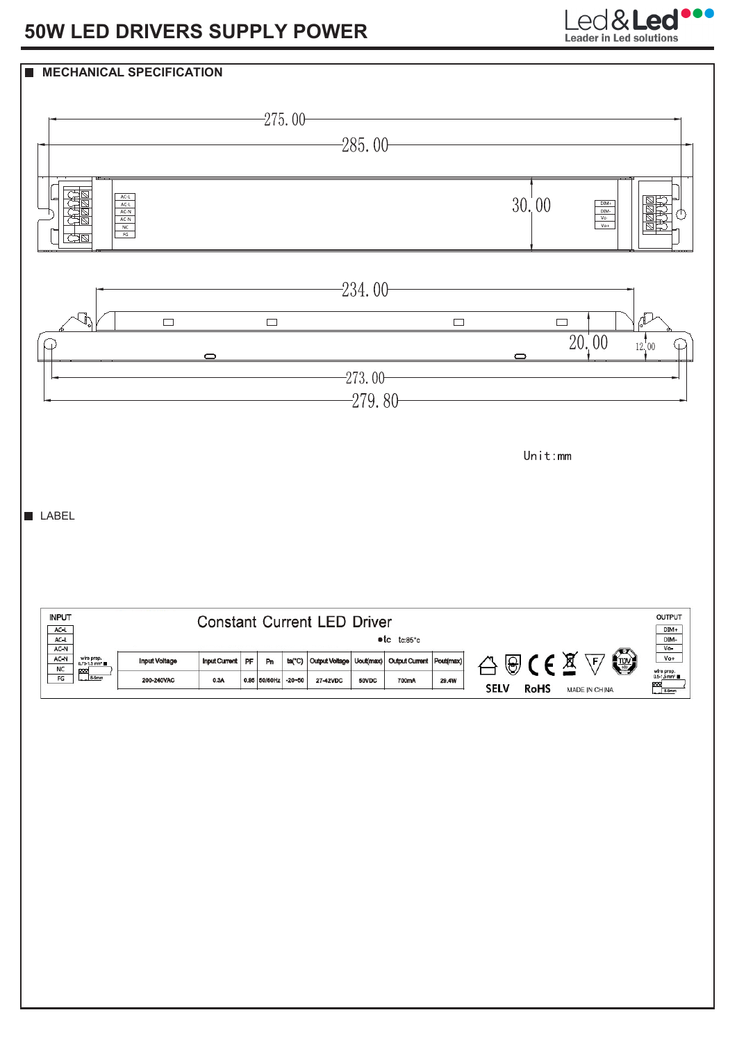# 50W LED DRIVERS SUPPLY POWER

## MECHANICAL SPECIFICATION

275.00

285.00

AC-L
AC-L
AC-N
AC-N
NC
FG

30.00

DIM+
DIM-
Vo-
Vo+

234.00

20.00

12.00

273.00

279.80

Unit:mm

## LABEL

INPUT: AC-L, AC-L, AC-N, AC-N, NC, FG

wire prep. 0.75-1.5 mm², 8-9mm

Constant Current LED Driver

tc: tc:85°c

| Input Voltage | Input Current | PF | Fn | ta(°C) | Output Voltage | Uout(max) | Output Current | Pout(max) |
|---|---|---|---|---|---|---|---|---|
| 200-240VAC | 0.3A | 0.95 | 50/60Hz | -20~50 | 27-42VDC | 50VDC | 700mA | 29.4W |

SELV RoHS MADE IN CHINA

OUTPUT: DIM+, DIM-, Vo-, Vo+

wire prep. 0.5-1.5 mm², 8-9mm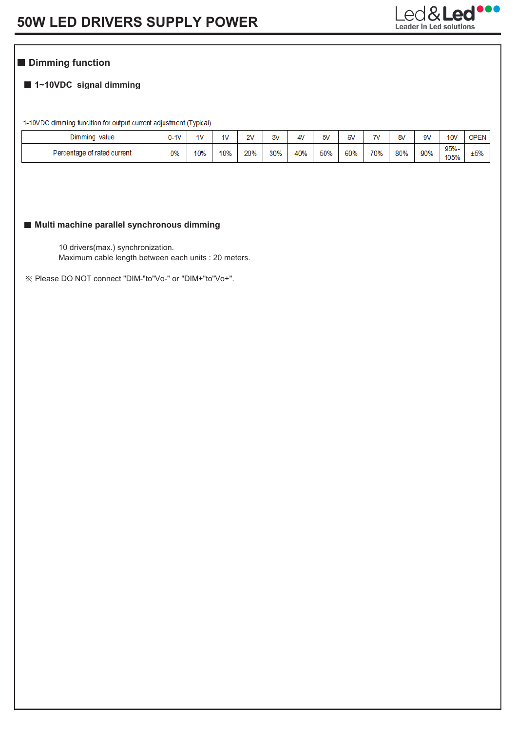## Dimming function

### 1~10VDC signal dimming

1-10VDC dimming funcition for output current adjustment (Typical)

| Dimming value | 0-1V | 1V | 1V | 2V | 3V | 4V | 5V | 6V | 7V | 8V | 9V | 10V | OPEN |
|---|---|---|---|---|---|---|---|---|---|---|---|---|---|
| Percentage of rated current | 0% | 10% | 10% | 20% | 30% | 40% | 50% | 60% | 70% | 80% | 90% | 95%-105% | ±5% |

### Multi machine parallel synchronous dimming

10 drivers(max.) synchronization.
Maximum cable length between each units : 20 meters.

※ Please DO NOT connect "DIM-"to"Vo-" or "DIM+"to"Vo+".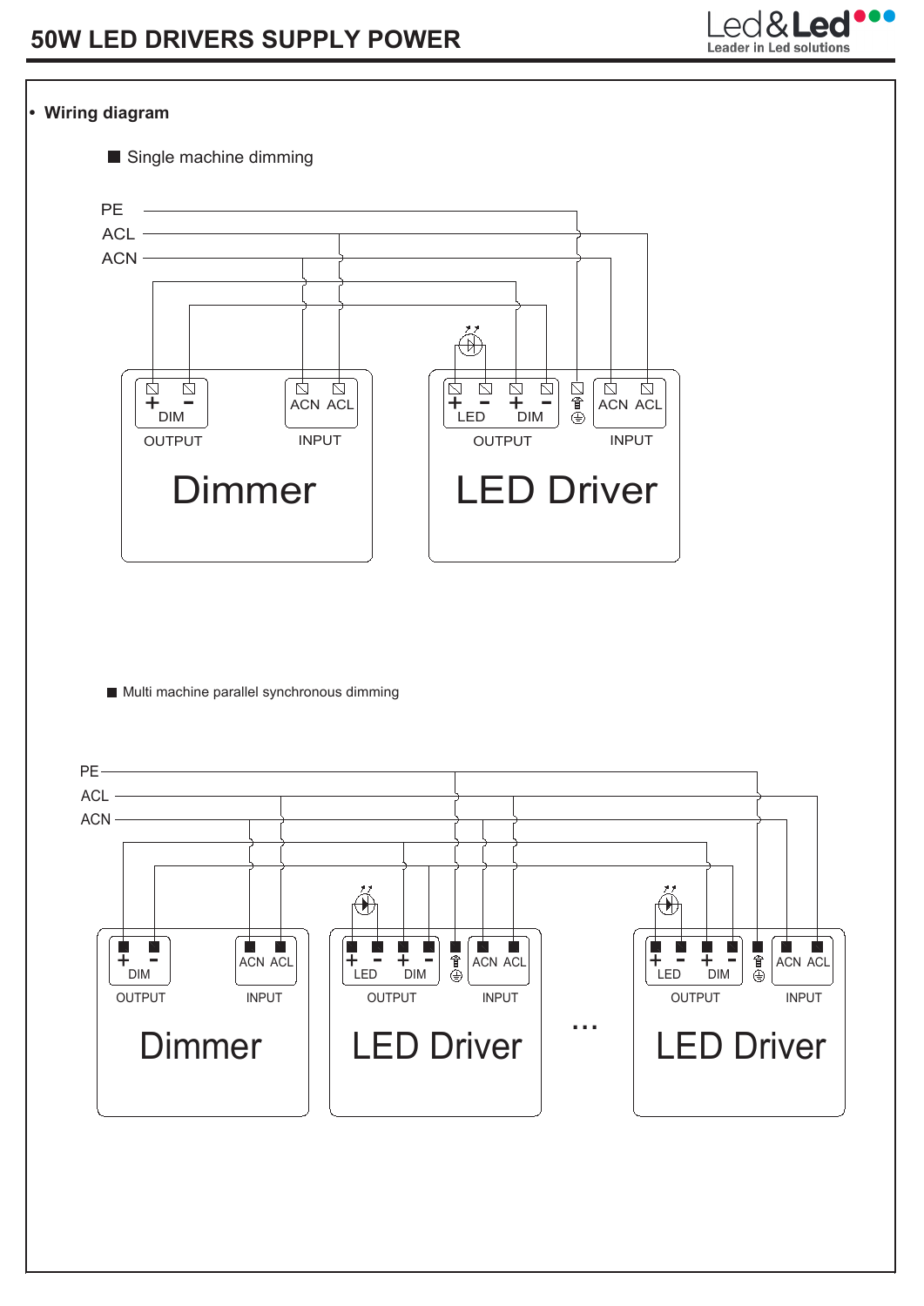- **Wiring diagram**

  - Single machine dimming

PE
ACL
ACN

+ - DIM
OUTPUT
ACN ACL
INPUT
Dimmer

+ - LED + - DIM
OUTPUT
ACN ACL
INPUT
LED Driver

  - Multi machine parallel synchronous dimming

PE
ACL
ACN

+ - DIM
OUTPUT
ACN ACL
INPUT
Dimmer

+ - LED + - DIM
OUTPUT
ACN ACL
INPUT
LED Driver

...

+ - LED + - DIM
OUTPUT
ACN ACL
INPUT
LED Driver